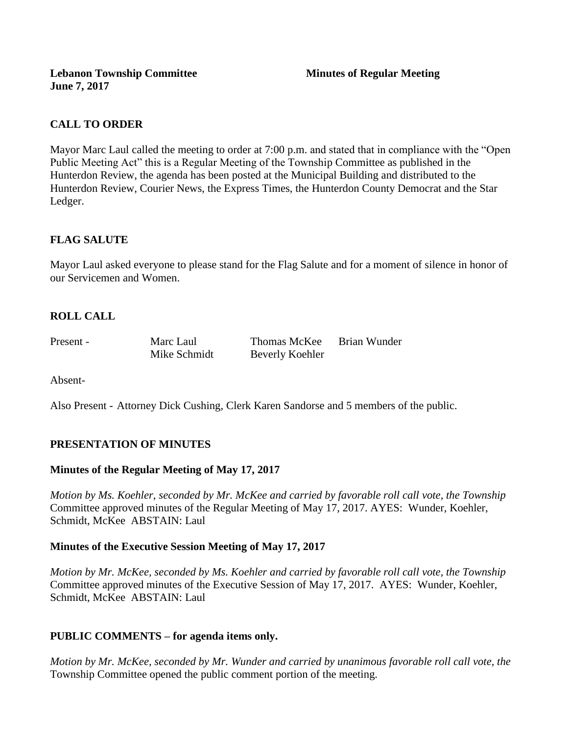**Lebanon Township Committee** **Minutes of Regular Meeting**
**June 7, 2017**

## CALL TO ORDER

Mayor Marc Laul called the meeting to order at 7:00 p.m. and stated that in compliance with the "Open Public Meeting Act" this is a Regular Meeting of the Township Committee as published in the Hunterdon Review, the agenda has been posted at the Municipal Building and distributed to the Hunterdon Review, Courier News, the Express Times, the Hunterdon County Democrat and the Star Ledger.

## FLAG SALUTE

Mayor Laul asked everyone to please stand for the Flag Salute and for a moment of silence in honor of our Servicemen and Women.

## ROLL CALL

Present - Marc Laul, Thomas McKee, Brian Wunder, Mike Schmidt, Beverly Koehler

Absent-

Also Present - Attorney Dick Cushing, Clerk Karen Sandorse and 5 members of the public.

## PRESENTATION OF MINUTES

### Minutes of the Regular Meeting of May 17, 2017

*Motion by Ms. Koehler, seconded by Mr. McKee and carried by favorable roll call vote, the Township* Committee approved minutes of the Regular Meeting of May 17, 2017. AYES: Wunder, Koehler, Schmidt, McKee ABSTAIN: Laul

### Minutes of the Executive Session Meeting of May 17, 2017

*Motion by Mr. McKee, seconded by Ms. Koehler and carried by favorable roll call vote, the Township* Committee approved minutes of the Executive Session of May 17, 2017. AYES: Wunder, Koehler, Schmidt, McKee ABSTAIN: Laul

## PUBLIC COMMENTS – for agenda items only.

*Motion by Mr. McKee, seconded by Mr. Wunder and carried by unanimous favorable roll call vote, the* Township Committee opened the public comment portion of the meeting.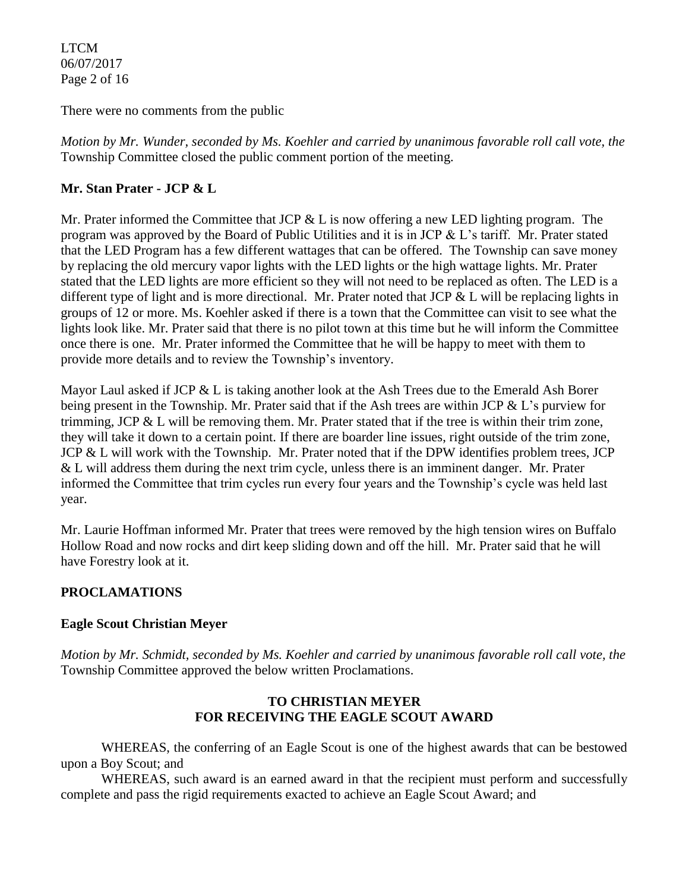There were no comments from the public

*Motion by Mr. Wunder, seconded by Ms. Koehler and carried by unanimous favorable roll call vote, the* Township Committee closed the public comment portion of the meeting.

**Mr. Stan Prater - JCP & L**

Mr. Prater informed the Committee that JCP & L is now offering a new LED lighting program. The program was approved by the Board of Public Utilities and it is in JCP & L's tariff. Mr. Prater stated that the LED Program has a few different wattages that can be offered. The Township can save money by replacing the old mercury vapor lights with the LED lights or the high wattage lights. Mr. Prater stated that the LED lights are more efficient so they will not need to be replaced as often. The LED is a different type of light and is more directional. Mr. Prater noted that JCP & L will be replacing lights in groups of 12 or more. Ms. Koehler asked if there is a town that the Committee can visit to see what the lights look like. Mr. Prater said that there is no pilot town at this time but he will inform the Committee once there is one. Mr. Prater informed the Committee that he will be happy to meet with them to provide more details and to review the Township's inventory.

Mayor Laul asked if JCP & L is taking another look at the Ash Trees due to the Emerald Ash Borer being present in the Township. Mr. Prater said that if the Ash trees are within JCP & L's purview for trimming, JCP & L will be removing them. Mr. Prater stated that if the tree is within their trim zone, they will take it down to a certain point. If there are boarder line issues, right outside of the trim zone, JCP & L will work with the Township. Mr. Prater noted that if the DPW identifies problem trees, JCP & L will address them during the next trim cycle, unless there is an imminent danger. Mr. Prater informed the Committee that trim cycles run every four years and the Township's cycle was held last year.

Mr. Laurie Hoffman informed Mr. Prater that trees were removed by the high tension wires on Buffalo Hollow Road and now rocks and dirt keep sliding down and off the hill. Mr. Prater said that he will have Forestry look at it.

## PROCLAMATIONS

**Eagle Scout Christian Meyer**

*Motion by Mr. Schmidt, seconded by Ms. Koehler and carried by unanimous favorable roll call vote, the* Township Committee approved the below written Proclamations.

**TO CHRISTIAN MEYER**
**FOR RECEIVING THE EAGLE SCOUT AWARD**

WHEREAS, the conferring of an Eagle Scout is one of the highest awards that can be bestowed upon a Boy Scout; and

WHEREAS, such award is an earned award in that the recipient must perform and successfully complete and pass the rigid requirements exacted to achieve an Eagle Scout Award; and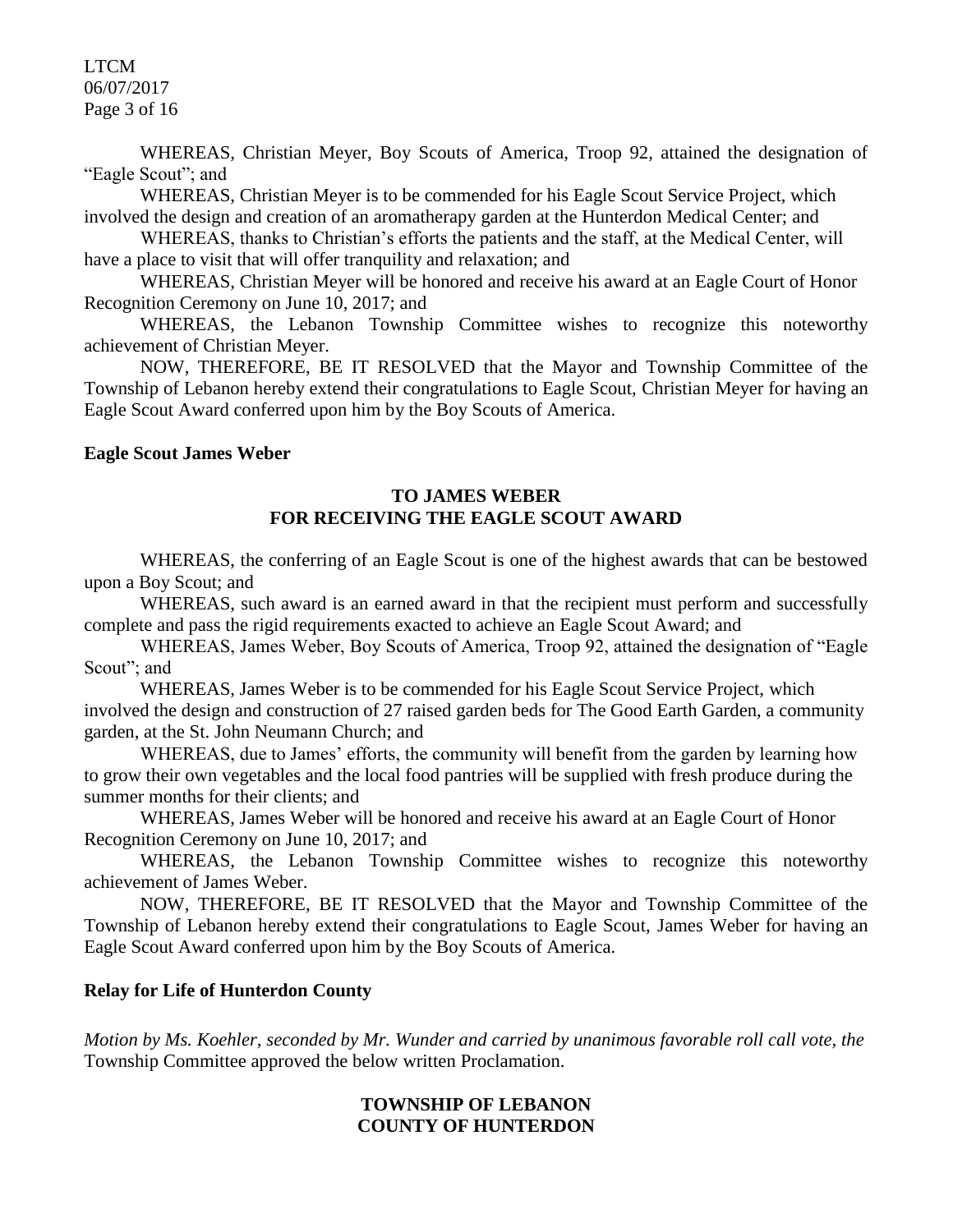WHEREAS, Christian Meyer, Boy Scouts of America, Troop 92, attained the designation of "Eagle Scout"; and

WHEREAS, Christian Meyer is to be commended for his Eagle Scout Service Project, which involved the design and creation of an aromatherapy garden at the Hunterdon Medical Center; and

WHEREAS, thanks to Christian's efforts the patients and the staff, at the Medical Center, will have a place to visit that will offer tranquility and relaxation; and

WHEREAS, Christian Meyer will be honored and receive his award at an Eagle Court of Honor Recognition Ceremony on June 10, 2017; and

WHEREAS, the Lebanon Township Committee wishes to recognize this noteworthy achievement of Christian Meyer.

NOW, THEREFORE, BE IT RESOLVED that the Mayor and Township Committee of the Township of Lebanon hereby extend their congratulations to Eagle Scout, Christian Meyer for having an Eagle Scout Award conferred upon him by the Boy Scouts of America.

**Eagle Scout James Weber**

**TO JAMES WEBER**
**FOR RECEIVING THE EAGLE SCOUT AWARD**

WHEREAS, the conferring of an Eagle Scout is one of the highest awards that can be bestowed upon a Boy Scout; and

WHEREAS, such award is an earned award in that the recipient must perform and successfully complete and pass the rigid requirements exacted to achieve an Eagle Scout Award; and

WHEREAS, James Weber, Boy Scouts of America, Troop 92, attained the designation of "Eagle Scout"; and

WHEREAS, James Weber is to be commended for his Eagle Scout Service Project, which involved the design and construction of 27 raised garden beds for The Good Earth Garden, a community garden, at the St. John Neumann Church; and

WHEREAS, due to James' efforts, the community will benefit from the garden by learning how to grow their own vegetables and the local food pantries will be supplied with fresh produce during the summer months for their clients; and

WHEREAS, James Weber will be honored and receive his award at an Eagle Court of Honor Recognition Ceremony on June 10, 2017; and

WHEREAS, the Lebanon Township Committee wishes to recognize this noteworthy achievement of James Weber.

NOW, THEREFORE, BE IT RESOLVED that the Mayor and Township Committee of the Township of Lebanon hereby extend their congratulations to Eagle Scout, James Weber for having an Eagle Scout Award conferred upon him by the Boy Scouts of America.

**Relay for Life of Hunterdon County**

*Motion by Ms. Koehler, seconded by Mr. Wunder and carried by unanimous favorable roll call vote, the* Township Committee approved the below written Proclamation.

**TOWNSHIP OF LEBANON**
**COUNTY OF HUNTERDON**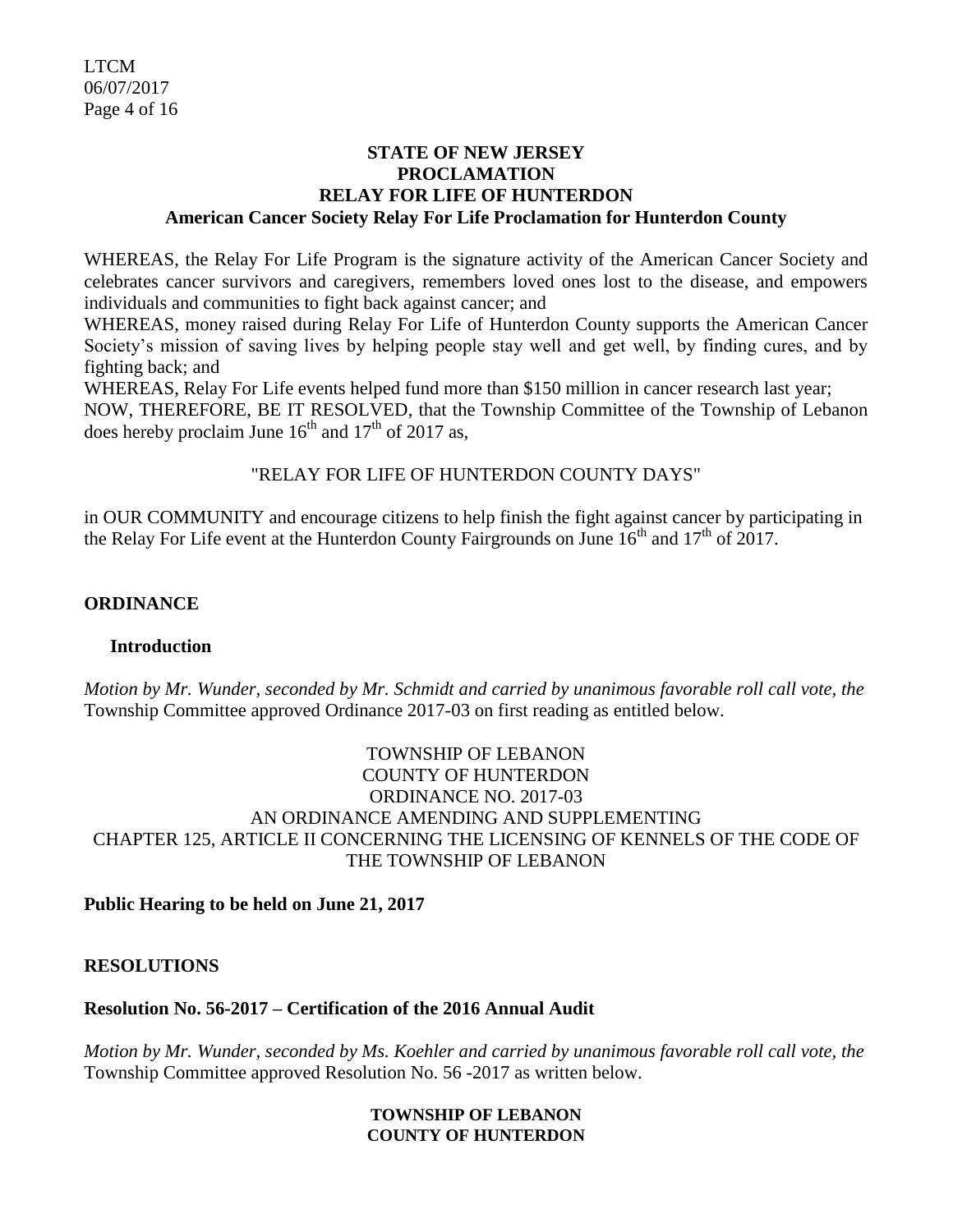**STATE OF NEW JERSEY**
**PROCLAMATION**
**RELAY FOR LIFE OF HUNTERDON**
**American Cancer Society Relay For Life Proclamation for Hunterdon County**

WHEREAS, the Relay For Life Program is the signature activity of the American Cancer Society and celebrates cancer survivors and caregivers, remembers loved ones lost to the disease, and empowers individuals and communities to fight back against cancer; and

WHEREAS, money raised during Relay For Life of Hunterdon County supports the American Cancer Society's mission of saving lives by helping people stay well and get well, by finding cures, and by fighting back; and

WHEREAS, Relay For Life events helped fund more than $150 million in cancer research last year;

NOW, THEREFORE, BE IT RESOLVED, that the Township Committee of the Township of Lebanon does hereby proclaim June 16th and 17th of 2017 as,

"RELAY FOR LIFE OF HUNTERDON COUNTY DAYS"

in OUR COMMUNITY and encourage citizens to help finish the fight against cancer by participating in the Relay For Life event at the Hunterdon County Fairgrounds on June 16th and 17th of 2017.

## ORDINANCE

### Introduction

*Motion by Mr. Wunder, seconded by Mr. Schmidt and carried by unanimous favorable roll call vote, the* Township Committee approved Ordinance 2017-03 on first reading as entitled below.

TOWNSHIP OF LEBANON
COUNTY OF HUNTERDON
ORDINANCE NO. 2017-03
AN ORDINANCE AMENDING AND SUPPLEMENTING
CHAPTER 125, ARTICLE II CONCERNING THE LICENSING OF KENNELS OF THE CODE OF THE TOWNSHIP OF LEBANON

**Public Hearing to be held on June 21, 2017**

## RESOLUTIONS

**Resolution No. 56-2017 – Certification of the 2016 Annual Audit**

*Motion by Mr. Wunder, seconded by Ms. Koehler and carried by unanimous favorable roll call vote, the* Township Committee approved Resolution No. 56 -2017 as written below.

**TOWNSHIP OF LEBANON**
**COUNTY OF HUNTERDON**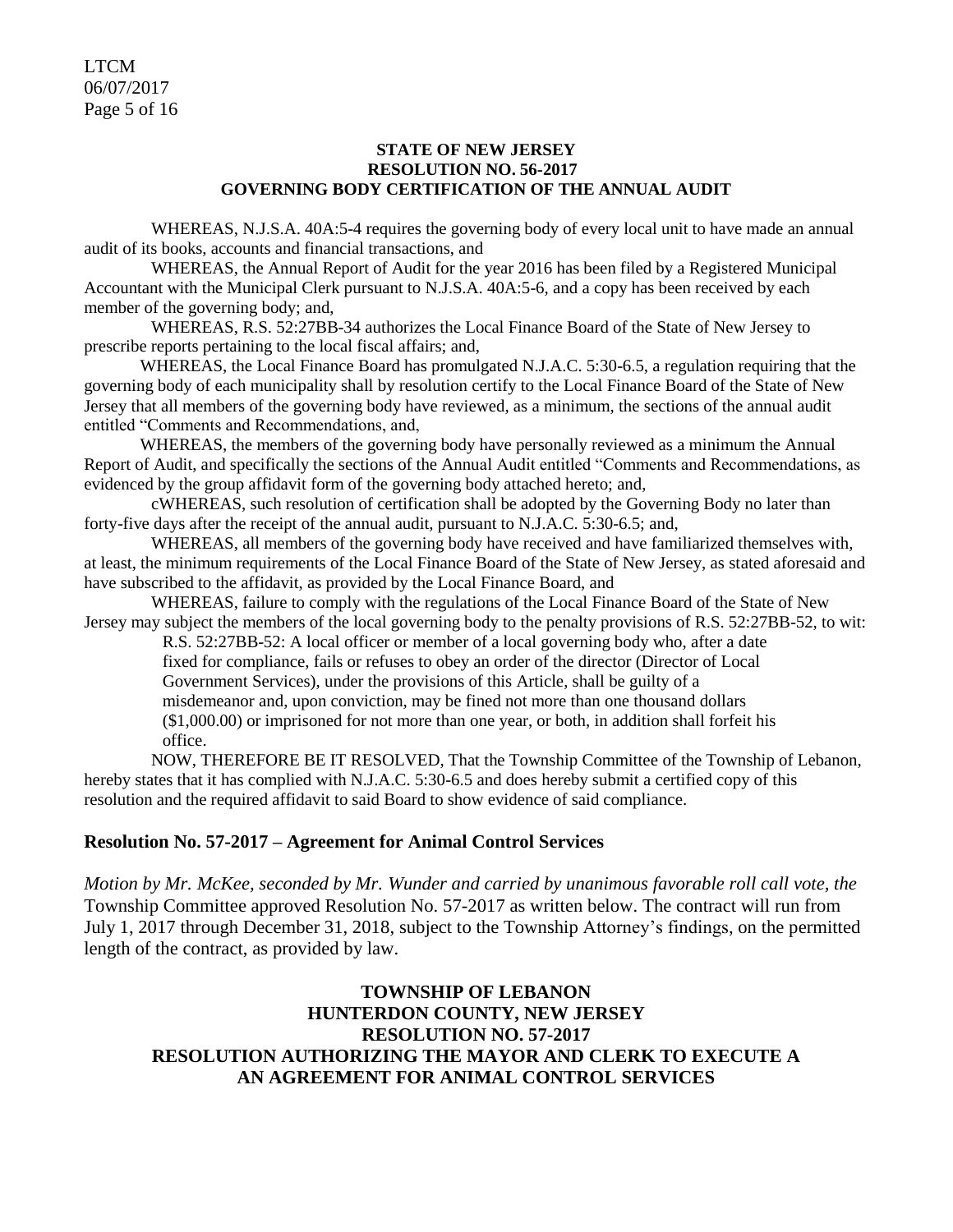**STATE OF NEW JERSEY**
**RESOLUTION NO. 56-2017**
**GOVERNING BODY CERTIFICATION OF THE ANNUAL AUDIT**

WHEREAS, N.J.S.A. 40A:5-4 requires the governing body of every local unit to have made an annual audit of its books, accounts and financial transactions, and

WHEREAS, the Annual Report of Audit for the year 2016 has been filed by a Registered Municipal Accountant with the Municipal Clerk pursuant to N.J.S.A. 40A:5-6, and a copy has been received by each member of the governing body; and,

WHEREAS, R.S. 52:27BB-34 authorizes the Local Finance Board of the State of New Jersey to prescribe reports pertaining to the local fiscal affairs; and,

WHEREAS, the Local Finance Board has promulgated N.J.A.C. 5:30-6.5, a regulation requiring that the governing body of each municipality shall by resolution certify to the Local Finance Board of the State of New Jersey that all members of the governing body have reviewed, as a minimum, the sections of the annual audit entitled "Comments and Recommendations, and,

WHEREAS, the members of the governing body have personally reviewed as a minimum the Annual Report of Audit, and specifically the sections of the Annual Audit entitled "Comments and Recommendations, as evidenced by the group affidavit form of the governing body attached hereto; and,

cWHEREAS, such resolution of certification shall be adopted by the Governing Body no later than forty-five days after the receipt of the annual audit, pursuant to N.J.A.C. 5:30-6.5; and,

WHEREAS, all members of the governing body have received and have familiarized themselves with, at least, the minimum requirements of the Local Finance Board of the State of New Jersey, as stated aforesaid and have subscribed to the affidavit, as provided by the Local Finance Board, and

WHEREAS, failure to comply with the regulations of the Local Finance Board of the State of New Jersey may subject the members of the local governing body to the penalty provisions of R.S. 52:27BB-52, to wit:

> R.S. 52:27BB-52: A local officer or member of a local governing body who, after a date fixed for compliance, fails or refuses to obey an order of the director (Director of Local Government Services), under the provisions of this Article, shall be guilty of a misdemeanor and, upon conviction, may be fined not more than one thousand dollars ($1,000.00) or imprisoned for not more than one year, or both, in addition shall forfeit his office.

NOW, THEREFORE BE IT RESOLVED, That the Township Committee of the Township of Lebanon, hereby states that it has complied with N.J.A.C. 5:30-6.5 and does hereby submit a certified copy of this resolution and the required affidavit to said Board to show evidence of said compliance.

## Resolution No. 57-2017 – Agreement for Animal Control Services

*Motion by Mr. McKee, seconded by Mr. Wunder and carried by unanimous favorable roll call vote, the* Township Committee approved Resolution No. 57-2017 as written below. The contract will run from July 1, 2017 through December 31, 2018, subject to the Township Attorney's findings, on the permitted length of the contract, as provided by law.

**TOWNSHIP OF LEBANON**
**HUNTERDON COUNTY, NEW JERSEY**
**RESOLUTION NO. 57-2017**
**RESOLUTION AUTHORIZING THE MAYOR AND CLERK TO EXECUTE A AN AGREEMENT FOR ANIMAL CONTROL SERVICES**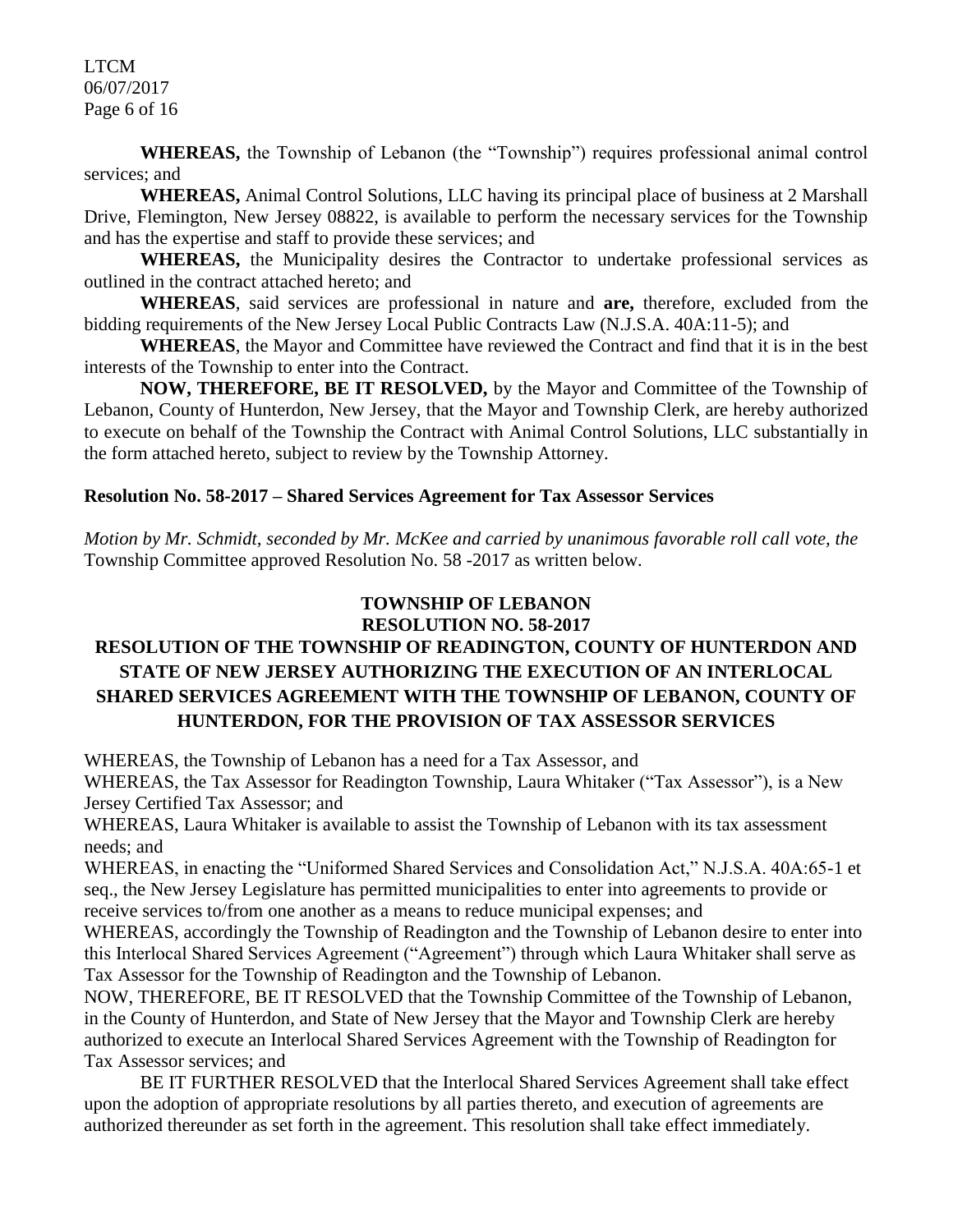**WHEREAS,** the Township of Lebanon (the "Township") requires professional animal control services; and

**WHEREAS,** Animal Control Solutions, LLC having its principal place of business at 2 Marshall Drive, Flemington, New Jersey 08822, is available to perform the necessary services for the Township and has the expertise and staff to provide these services; and

**WHEREAS,** the Municipality desires the Contractor to undertake professional services as outlined in the contract attached hereto; and

**WHEREAS**, said services are professional in nature and **are,** therefore, excluded from the bidding requirements of the New Jersey Local Public Contracts Law (N.J.S.A. 40A:11-5); and

**WHEREAS**, the Mayor and Committee have reviewed the Contract and find that it is in the best interests of the Township to enter into the Contract.

**NOW, THEREFORE, BE IT RESOLVED,** by the Mayor and Committee of the Township of Lebanon, County of Hunterdon, New Jersey, that the Mayor and Township Clerk, are hereby authorized to execute on behalf of the Township the Contract with Animal Control Solutions, LLC substantially in the form attached hereto, subject to review by the Township Attorney.

**Resolution No. 58-2017 – Shared Services Agreement for Tax Assessor Services**

*Motion by Mr. Schmidt, seconded by Mr. McKee and carried by unanimous favorable roll call vote, the* Township Committee approved Resolution No. 58 -2017 as written below.

**TOWNSHIP OF LEBANON**
**RESOLUTION NO. 58-2017**

**RESOLUTION OF THE TOWNSHIP OF READINGTON, COUNTY OF HUNTERDON AND STATE OF NEW JERSEY AUTHORIZING THE EXECUTION OF AN INTERLOCAL SHARED SERVICES AGREEMENT WITH THE TOWNSHIP OF LEBANON, COUNTY OF HUNTERDON, FOR THE PROVISION OF TAX ASSESSOR SERVICES**

WHEREAS, the Township of Lebanon has a need for a Tax Assessor, and

WHEREAS, the Tax Assessor for Readington Township, Laura Whitaker ("Tax Assessor"), is a New Jersey Certified Tax Assessor; and

WHEREAS, Laura Whitaker is available to assist the Township of Lebanon with its tax assessment needs; and

WHEREAS, in enacting the "Uniformed Shared Services and Consolidation Act," N.J.S.A. 40A:65-1 et seq., the New Jersey Legislature has permitted municipalities to enter into agreements to provide or receive services to/from one another as a means to reduce municipal expenses; and

WHEREAS, accordingly the Township of Readington and the Township of Lebanon desire to enter into this Interlocal Shared Services Agreement ("Agreement") through which Laura Whitaker shall serve as Tax Assessor for the Township of Readington and the Township of Lebanon.

NOW, THEREFORE, BE IT RESOLVED that the Township Committee of the Township of Lebanon, in the County of Hunterdon, and State of New Jersey that the Mayor and Township Clerk are hereby authorized to execute an Interlocal Shared Services Agreement with the Township of Readington for Tax Assessor services; and

BE IT FURTHER RESOLVED that the Interlocal Shared Services Agreement shall take effect upon the adoption of appropriate resolutions by all parties thereto, and execution of agreements are authorized thereunder as set forth in the agreement. This resolution shall take effect immediately.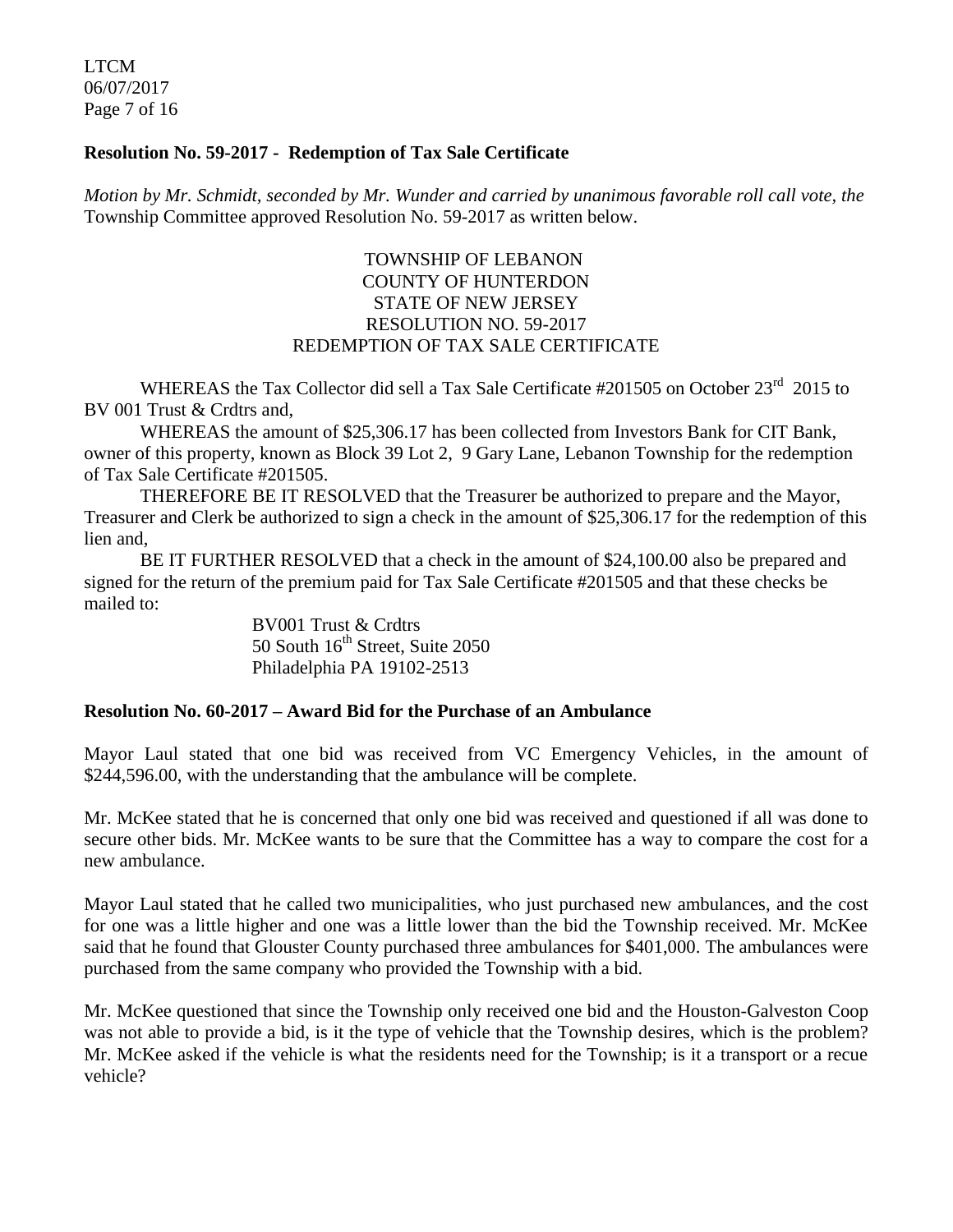**Resolution No. 59-2017 - Redemption of Tax Sale Certificate**

*Motion by Mr. Schmidt, seconded by Mr. Wunder and carried by unanimous favorable roll call vote, the* Township Committee approved Resolution No. 59-2017 as written below.

TOWNSHIP OF LEBANON
COUNTY OF HUNTERDON
STATE OF NEW JERSEY
RESOLUTION NO. 59-2017
REDEMPTION OF TAX SALE CERTIFICATE

WHEREAS the Tax Collector did sell a Tax Sale Certificate #201505 on October 23rd 2015 to BV 001 Trust & Crdtrs and,

WHEREAS the amount of $25,306.17 has been collected from Investors Bank for CIT Bank, owner of this property, known as Block 39 Lot 2, 9 Gary Lane, Lebanon Township for the redemption of Tax Sale Certificate #201505.

THEREFORE BE IT RESOLVED that the Treasurer be authorized to prepare and the Mayor, Treasurer and Clerk be authorized to sign a check in the amount of $25,306.17 for the redemption of this lien and,

BE IT FURTHER RESOLVED that a check in the amount of $24,100.00 also be prepared and signed for the return of the premium paid for Tax Sale Certificate #201505 and that these checks be mailed to:

BV001 Trust & Crdtrs
50 South 16th Street, Suite 2050
Philadelphia PA 19102-2513

**Resolution No. 60-2017 – Award Bid for the Purchase of an Ambulance**

Mayor Laul stated that one bid was received from VC Emergency Vehicles, in the amount of $244,596.00, with the understanding that the ambulance will be complete.

Mr. McKee stated that he is concerned that only one bid was received and questioned if all was done to secure other bids. Mr. McKee wants to be sure that the Committee has a way to compare the cost for a new ambulance.

Mayor Laul stated that he called two municipalities, who just purchased new ambulances, and the cost for one was a little higher and one was a little lower than the bid the Township received. Mr. McKee said that he found that Glouster County purchased three ambulances for $401,000. The ambulances were purchased from the same company who provided the Township with a bid.

Mr. McKee questioned that since the Township only received one bid and the Houston-Galveston Coop was not able to provide a bid, is it the type of vehicle that the Township desires, which is the problem? Mr. McKee asked if the vehicle is what the residents need for the Township; is it a transport or a recue vehicle?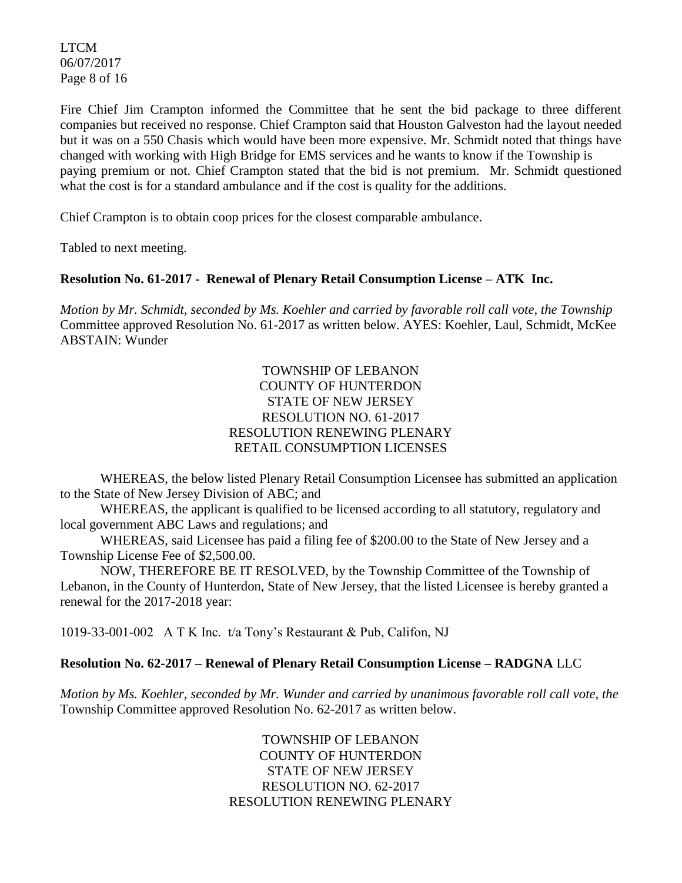Fire Chief Jim Crampton informed the Committee that he sent the bid package to three different companies but received no response. Chief Crampton said that Houston Galveston had the layout needed but it was on a 550 Chasis which would have been more expensive. Mr. Schmidt noted that things have changed with working with High Bridge for EMS services and he wants to know if the Township is paying premium or not. Chief Crampton stated that the bid is not premium. Mr. Schmidt questioned what the cost is for a standard ambulance and if the cost is quality for the additions.

Chief Crampton is to obtain coop prices for the closest comparable ambulance.

Tabled to next meeting.

**Resolution No. 61-2017 - Renewal of Plenary Retail Consumption License – ATK Inc.**

*Motion by Mr. Schmidt, seconded by Ms. Koehler and carried by favorable roll call vote, the Township* Committee approved Resolution No. 61-2017 as written below. AYES: Koehler, Laul, Schmidt, McKee ABSTAIN: Wunder

TOWNSHIP OF LEBANON
COUNTY OF HUNTERDON
STATE OF NEW JERSEY
RESOLUTION NO. 61-2017
RESOLUTION RENEWING PLENARY
RETAIL CONSUMPTION LICENSES

WHEREAS, the below listed Plenary Retail Consumption Licensee has submitted an application to the State of New Jersey Division of ABC; and

WHEREAS, the applicant is qualified to be licensed according to all statutory, regulatory and local government ABC Laws and regulations; and

WHEREAS, said Licensee has paid a filing fee of $200.00 to the State of New Jersey and a Township License Fee of $2,500.00.

NOW, THEREFORE BE IT RESOLVED, by the Township Committee of the Township of Lebanon, in the County of Hunterdon, State of New Jersey, that the listed Licensee is hereby granted a renewal for the 2017-2018 year:

1019-33-001-002 A T K Inc. t/a Tony's Restaurant & Pub, Califon, NJ

**Resolution No. 62-2017 – Renewal of Plenary Retail Consumption License – RADGNA** LLC

*Motion by Ms. Koehler, seconded by Mr. Wunder and carried by unanimous favorable roll call vote, the* Township Committee approved Resolution No. 62-2017 as written below.

TOWNSHIP OF LEBANON
COUNTY OF HUNTERDON
STATE OF NEW JERSEY
RESOLUTION NO. 62-2017
RESOLUTION RENEWING PLENARY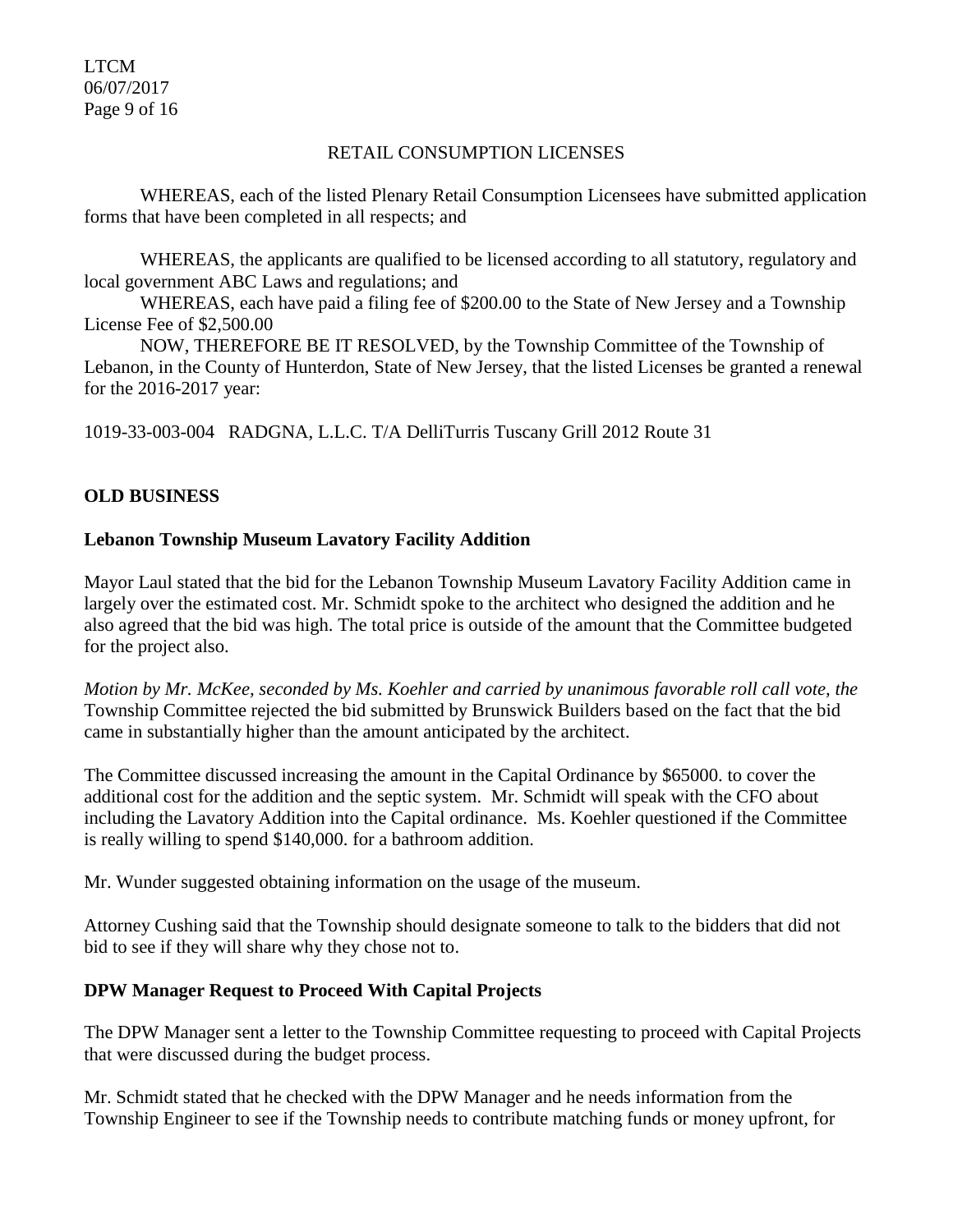RETAIL CONSUMPTION LICENSES

WHEREAS, each of the listed Plenary Retail Consumption Licensees have submitted application forms that have been completed in all respects; and

WHEREAS, the applicants are qualified to be licensed according to all statutory, regulatory and local government ABC Laws and regulations; and
WHEREAS, each have paid a filing fee of $200.00 to the State of New Jersey and a Township License Fee of $2,500.00
NOW, THEREFORE BE IT RESOLVED, by the Township Committee of the Township of Lebanon, in the County of Hunterdon, State of New Jersey, that the listed Licenses be granted a renewal for the 2016-2017 year:

1019-33-003-004 RADGNA, L.L.C. T/A DelliTurris Tuscany Grill 2012 Route 31

**OLD BUSINESS**

**Lebanon Township Museum Lavatory Facility Addition**

Mayor Laul stated that the bid for the Lebanon Township Museum Lavatory Facility Addition came in largely over the estimated cost. Mr. Schmidt spoke to the architect who designed the addition and he also agreed that the bid was high. The total price is outside of the amount that the Committee budgeted for the project also.

*Motion by Mr. McKee, seconded by Ms. Koehler and carried by unanimous favorable roll call vote, the* Township Committee rejected the bid submitted by Brunswick Builders based on the fact that the bid came in substantially higher than the amount anticipated by the architect.

The Committee discussed increasing the amount in the Capital Ordinance by $65000. to cover the additional cost for the addition and the septic system. Mr. Schmidt will speak with the CFO about including the Lavatory Addition into the Capital ordinance. Ms. Koehler questioned if the Committee is really willing to spend $140,000. for a bathroom addition.

Mr. Wunder suggested obtaining information on the usage of the museum.

Attorney Cushing said that the Township should designate someone to talk to the bidders that did not bid to see if they will share why they chose not to.

**DPW Manager Request to Proceed With Capital Projects**

The DPW Manager sent a letter to the Township Committee requesting to proceed with Capital Projects that were discussed during the budget process.

Mr. Schmidt stated that he checked with the DPW Manager and he needs information from the Township Engineer to see if the Township needs to contribute matching funds or money upfront, for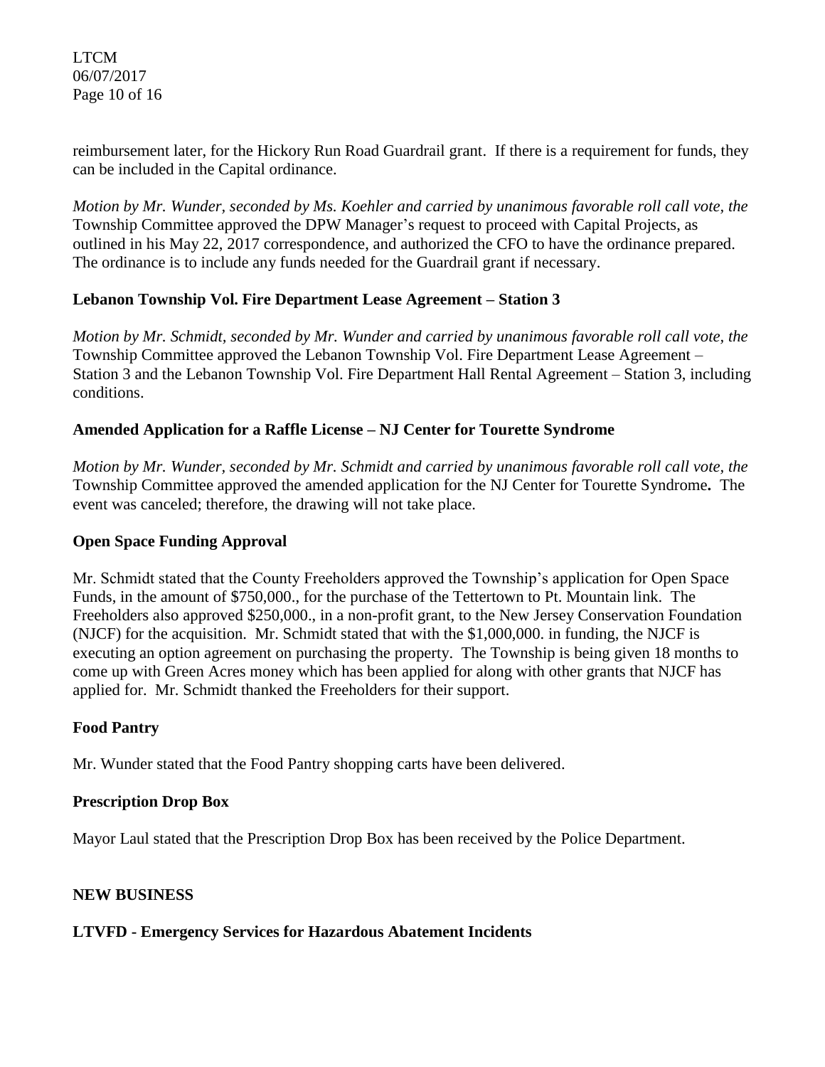reimbursement later, for the Hickory Run Road Guardrail grant. If there is a requirement for funds, they can be included in the Capital ordinance.

*Motion by Mr. Wunder, seconded by Ms. Koehler and carried by unanimous favorable roll call vote, the* Township Committee approved the DPW Manager's request to proceed with Capital Projects, as outlined in his May 22, 2017 correspondence, and authorized the CFO to have the ordinance prepared. The ordinance is to include any funds needed for the Guardrail grant if necessary.

**Lebanon Township Vol. Fire Department Lease Agreement – Station 3**

*Motion by Mr. Schmidt, seconded by Mr. Wunder and carried by unanimous favorable roll call vote, the* Township Committee approved the Lebanon Township Vol. Fire Department Lease Agreement – Station 3 and the Lebanon Township Vol. Fire Department Hall Rental Agreement – Station 3, including conditions.

**Amended Application for a Raffle License – NJ Center for Tourette Syndrome**

*Motion by Mr. Wunder, seconded by Mr. Schmidt and carried by unanimous favorable roll call vote, the* Township Committee approved the amended application for the NJ Center for Tourette Syndrome**.** The event was canceled; therefore, the drawing will not take place.

**Open Space Funding Approval**

Mr. Schmidt stated that the County Freeholders approved the Township's application for Open Space Funds, in the amount of $750,000., for the purchase of the Tettertown to Pt. Mountain link. The Freeholders also approved $250,000., in a non-profit grant, to the New Jersey Conservation Foundation (NJCF) for the acquisition. Mr. Schmidt stated that with the $1,000,000. in funding, the NJCF is executing an option agreement on purchasing the property. The Township is being given 18 months to come up with Green Acres money which has been applied for along with other grants that NJCF has applied for. Mr. Schmidt thanked the Freeholders for their support.

**Food Pantry**

Mr. Wunder stated that the Food Pantry shopping carts have been delivered.

**Prescription Drop Box**

Mayor Laul stated that the Prescription Drop Box has been received by the Police Department.

**NEW BUSINESS**

**LTVFD - Emergency Services for Hazardous Abatement Incidents**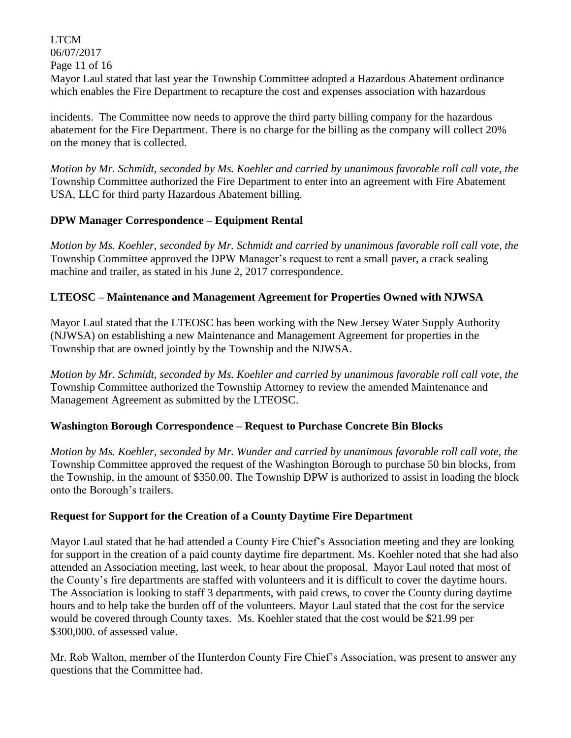Mayor Laul stated that last year the Township Committee adopted a Hazardous Abatement ordinance which enables the Fire Department to recapture the cost and expenses association with hazardous

incidents. The Committee now needs to approve the third party billing company for the hazardous abatement for the Fire Department. There is no charge for the billing as the company will collect 20% on the money that is collected.

*Motion by Mr. Schmidt, seconded by Ms. Koehler and carried by unanimous favorable roll call vote, the* Township Committee authorized the Fire Department to enter into an agreement with Fire Abatement USA, LLC for third party Hazardous Abatement billing.

**DPW Manager Correspondence – Equipment Rental**

*Motion by Ms. Koehler, seconded by Mr. Schmidt and carried by unanimous favorable roll call vote, the* Township Committee approved the DPW Manager's request to rent a small paver, a crack sealing machine and trailer, as stated in his June 2, 2017 correspondence.

**LTEOSC – Maintenance and Management Agreement for Properties Owned with NJWSA**

Mayor Laul stated that the LTEOSC has been working with the New Jersey Water Supply Authority (NJWSA) on establishing a new Maintenance and Management Agreement for properties in the Township that are owned jointly by the Township and the NJWSA.

*Motion by Mr. Schmidt, seconded by Ms. Koehler and carried by unanimous favorable roll call vote, the* Township Committee authorized the Township Attorney to review the amended Maintenance and Management Agreement as submitted by the LTEOSC.

**Washington Borough Correspondence – Request to Purchase Concrete Bin Blocks**

*Motion by Ms. Koehler, seconded by Mr. Wunder and carried by unanimous favorable roll call vote, the* Township Committee approved the request of the Washington Borough to purchase 50 bin blocks, from the Township, in the amount of $350.00. The Township DPW is authorized to assist in loading the block onto the Borough's trailers.

**Request for Support for the Creation of a County Daytime Fire Department**

Mayor Laul stated that he had attended a County Fire Chief's Association meeting and they are looking for support in the creation of a paid county daytime fire department. Ms. Koehler noted that she had also attended an Association meeting, last week, to hear about the proposal. Mayor Laul noted that most of the County's fire departments are staffed with volunteers and it is difficult to cover the daytime hours. The Association is looking to staff 3 departments, with paid crews, to cover the County during daytime hours and to help take the burden off of the volunteers. Mayor Laul stated that the cost for the service would be covered through County taxes. Ms. Koehler stated that the cost would be $21.99 per $300,000. of assessed value.

Mr. Rob Walton, member of the Hunterdon County Fire Chief's Association, was present to answer any questions that the Committee had.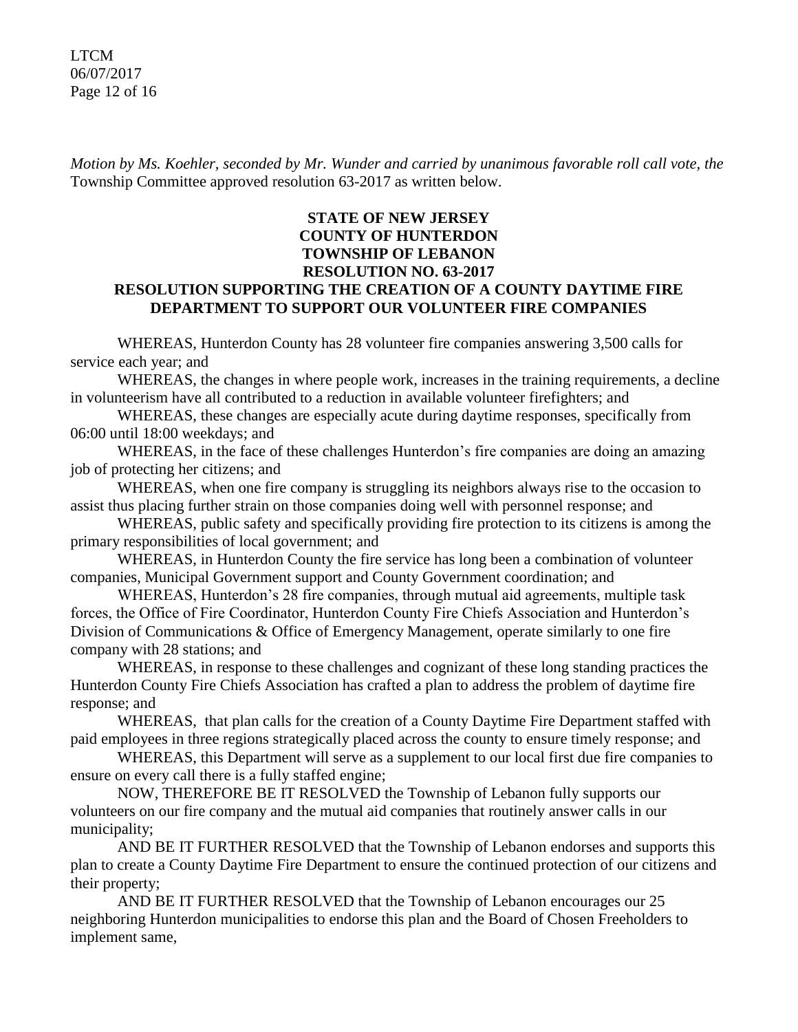*Motion by Ms. Koehler, seconded by Mr. Wunder and carried by unanimous favorable roll call vote, the* Township Committee approved resolution 63-2017 as written below.

**STATE OF NEW JERSEY**
**COUNTY OF HUNTERDON**
**TOWNSHIP OF LEBANON**
**RESOLUTION NO. 63-2017**

**RESOLUTION SUPPORTING THE CREATION OF A COUNTY DAYTIME FIRE DEPARTMENT TO SUPPORT OUR VOLUNTEER FIRE COMPANIES**

WHEREAS, Hunterdon County has 28 volunteer fire companies answering 3,500 calls for service each year; and

WHEREAS, the changes in where people work, increases in the training requirements, a decline in volunteerism have all contributed to a reduction in available volunteer firefighters; and

WHEREAS, these changes are especially acute during daytime responses, specifically from 06:00 until 18:00 weekdays; and

WHEREAS, in the face of these challenges Hunterdon's fire companies are doing an amazing job of protecting her citizens; and

WHEREAS, when one fire company is struggling its neighbors always rise to the occasion to assist thus placing further strain on those companies doing well with personnel response; and

WHEREAS, public safety and specifically providing fire protection to its citizens is among the primary responsibilities of local government; and

WHEREAS, in Hunterdon County the fire service has long been a combination of volunteer companies, Municipal Government support and County Government coordination; and

WHEREAS, Hunterdon's 28 fire companies, through mutual aid agreements, multiple task forces, the Office of Fire Coordinator, Hunterdon County Fire Chiefs Association and Hunterdon's Division of Communications & Office of Emergency Management, operate similarly to one fire company with 28 stations; and

WHEREAS, in response to these challenges and cognizant of these long standing practices the Hunterdon County Fire Chiefs Association has crafted a plan to address the problem of daytime fire response; and

WHEREAS, that plan calls for the creation of a County Daytime Fire Department staffed with paid employees in three regions strategically placed across the county to ensure timely response; and

WHEREAS, this Department will serve as a supplement to our local first due fire companies to ensure on every call there is a fully staffed engine;

NOW, THEREFORE BE IT RESOLVED the Township of Lebanon fully supports our volunteers on our fire company and the mutual aid companies that routinely answer calls in our municipality;

AND BE IT FURTHER RESOLVED that the Township of Lebanon endorses and supports this plan to create a County Daytime Fire Department to ensure the continued protection of our citizens and their property;

AND BE IT FURTHER RESOLVED that the Township of Lebanon encourages our 25 neighboring Hunterdon municipalities to endorse this plan and the Board of Chosen Freeholders to implement same,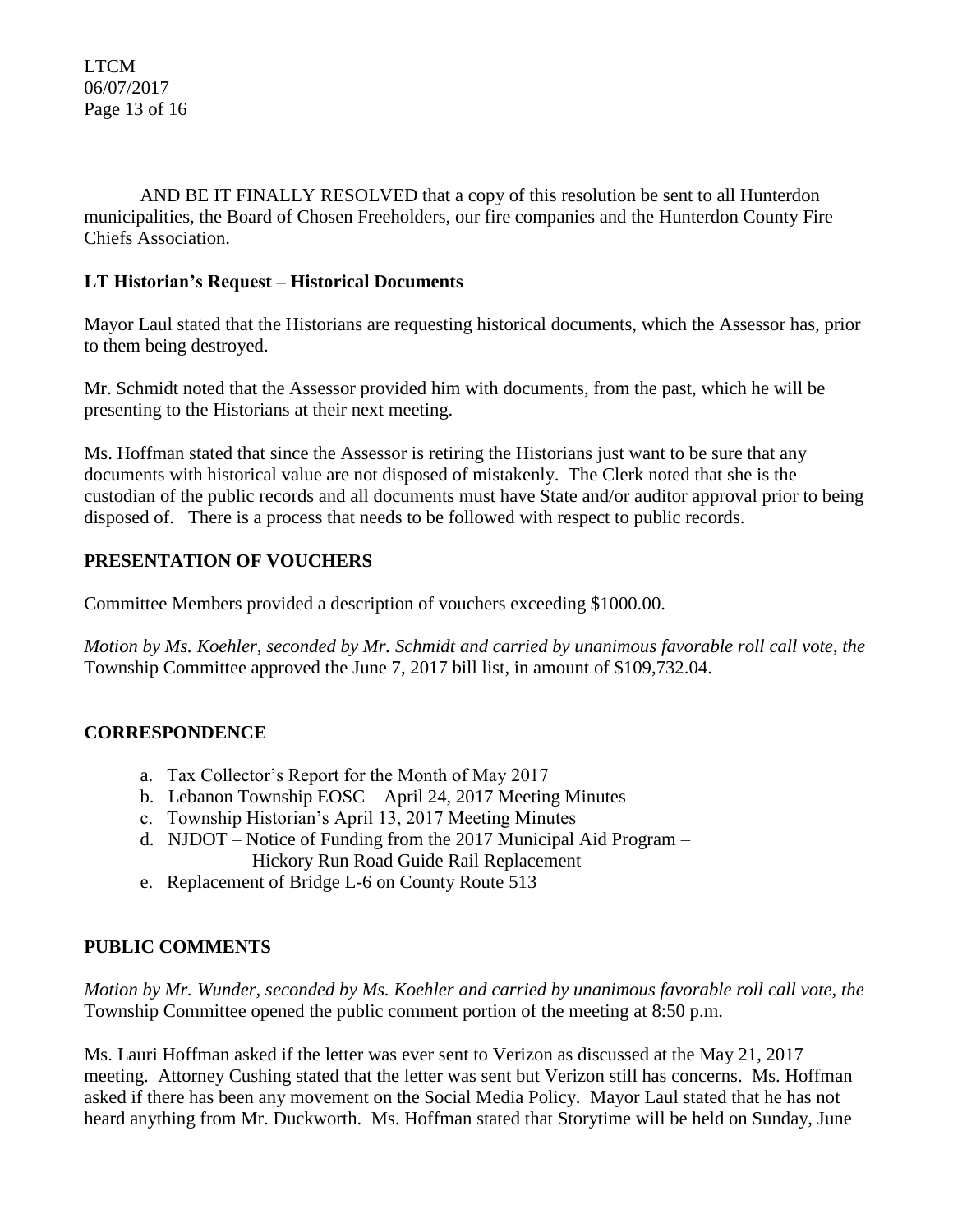AND BE IT FINALLY RESOLVED that a copy of this resolution be sent to all Hunterdon municipalities, the Board of Chosen Freeholders, our fire companies and the Hunterdon County Fire Chiefs Association.

**LT Historian's Request – Historical Documents**

Mayor Laul stated that the Historians are requesting historical documents, which the Assessor has, prior to them being destroyed.

Mr. Schmidt noted that the Assessor provided him with documents, from the past, which he will be presenting to the Historians at their next meeting.

Ms. Hoffman stated that since the Assessor is retiring the Historians just want to be sure that any documents with historical value are not disposed of mistakenly. The Clerk noted that she is the custodian of the public records and all documents must have State and/or auditor approval prior to being disposed of. There is a process that needs to be followed with respect to public records.

**PRESENTATION OF VOUCHERS**

Committee Members provided a description of vouchers exceeding $1000.00.

*Motion by Ms. Koehler, seconded by Mr. Schmidt and carried by unanimous favorable roll call vote, the* Township Committee approved the June 7, 2017 bill list, in amount of $109,732.04.

**CORRESPONDENCE**

a. Tax Collector's Report for the Month of May 2017
b. Lebanon Township EOSC – April 24, 2017 Meeting Minutes
c. Township Historian's April 13, 2017 Meeting Minutes
d. NJDOT – Notice of Funding from the 2017 Municipal Aid Program – Hickory Run Road Guide Rail Replacement
e. Replacement of Bridge L-6 on County Route 513

**PUBLIC COMMENTS**

*Motion by Mr. Wunder, seconded by Ms. Koehler and carried by unanimous favorable roll call vote, the* Township Committee opened the public comment portion of the meeting at 8:50 p.m.

Ms. Lauri Hoffman asked if the letter was ever sent to Verizon as discussed at the May 21, 2017 meeting. Attorney Cushing stated that the letter was sent but Verizon still has concerns. Ms. Hoffman asked if there has been any movement on the Social Media Policy. Mayor Laul stated that he has not heard anything from Mr. Duckworth. Ms. Hoffman stated that Storytime will be held on Sunday, June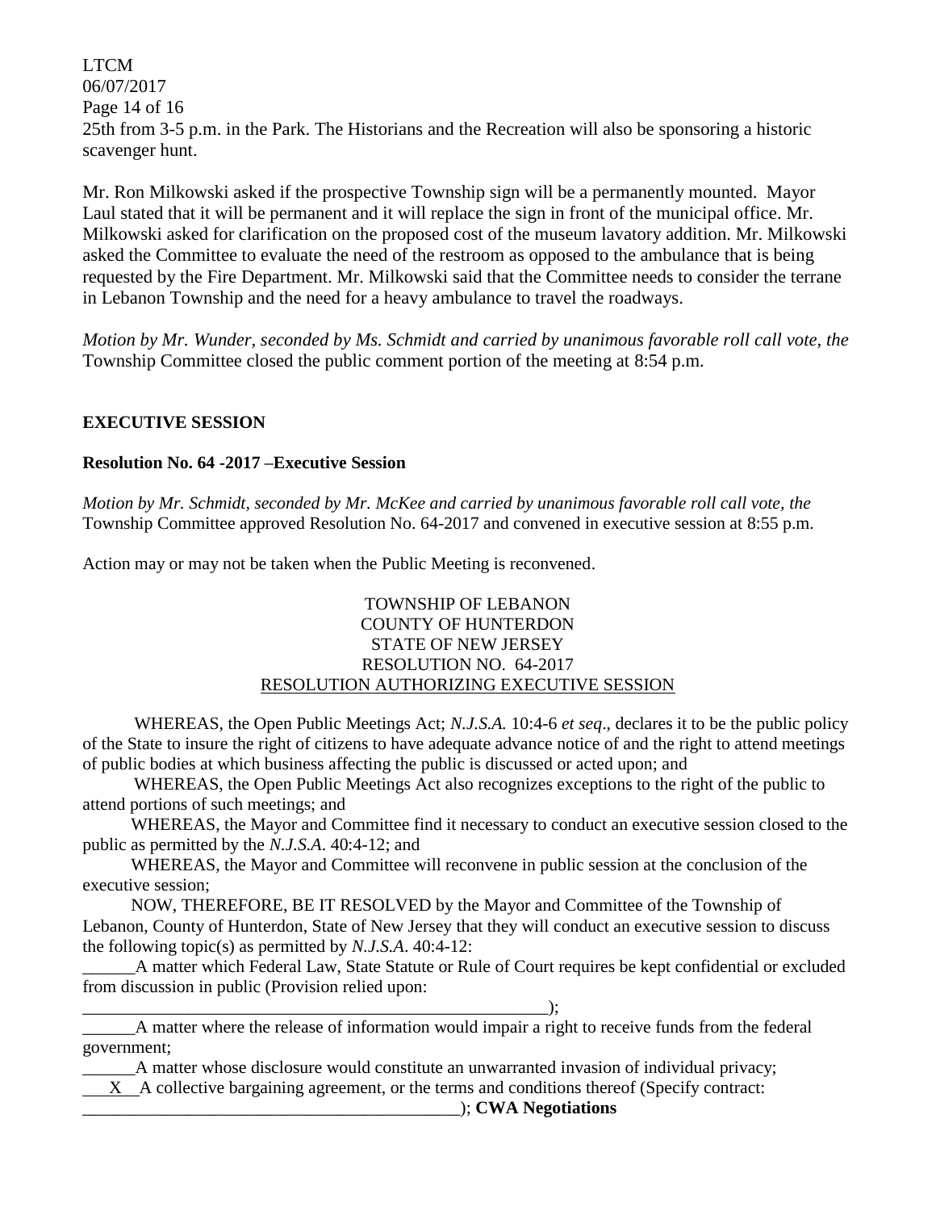25th from 3-5 p.m. in the Park. The Historians and the Recreation will also be sponsoring a historic scavenger hunt.

Mr. Ron Milkowski asked if the prospective Township sign will be a permanently mounted. Mayor Laul stated that it will be permanent and it will replace the sign in front of the municipal office. Mr. Milkowski asked for clarification on the proposed cost of the museum lavatory addition. Mr. Milkowski asked the Committee to evaluate the need of the restroom as opposed to the ambulance that is being requested by the Fire Department. Mr. Milkowski said that the Committee needs to consider the terrane in Lebanon Township and the need for a heavy ambulance to travel the roadways.

*Motion by Mr. Wunder, seconded by Ms. Schmidt and carried by unanimous favorable roll call vote, the* Township Committee closed the public comment portion of the meeting at 8:54 p.m.

**EXECUTIVE SESSION**

**Resolution No. 64 -2017 –Executive Session**

*Motion by Mr. Schmidt, seconded by Mr. McKee and carried by unanimous favorable roll call vote, the* Township Committee approved Resolution No. 64-2017 and convened in executive session at 8:55 p.m.

Action may or may not be taken when the Public Meeting is reconvened.

TOWNSHIP OF LEBANON
COUNTY OF HUNTERDON
STATE OF NEW JERSEY
RESOLUTION NO. 64-2017
RESOLUTION AUTHORIZING EXECUTIVE SESSION

WHEREAS, the Open Public Meetings Act; *N.J.S.A.* 10:4-6 *et seq*., declares it to be the public policy of the State to insure the right of citizens to have adequate advance notice of and the right to attend meetings of public bodies at which business affecting the public is discussed or acted upon; and

WHEREAS, the Open Public Meetings Act also recognizes exceptions to the right of the public to attend portions of such meetings; and

WHEREAS, the Mayor and Committee find it necessary to conduct an executive session closed to the public as permitted by the *N.J.S.A*. 40:4-12; and

WHEREAS, the Mayor and Committee will reconvene in public session at the conclusion of the executive session;

NOW, THEREFORE, BE IT RESOLVED by the Mayor and Committee of the Township of Lebanon, County of Hunterdon, State of New Jersey that they will conduct an executive session to discuss the following topic(s) as permitted by *N.J.S.A*. 40:4-12:

______A matter which Federal Law, State Statute or Rule of Court requires be kept confidential or excluded from discussion in public (Provision relied upon: ________________________________________________________);

______A matter where the release of information would impair a right to receive funds from the federal government;

______A matter whose disclosure would constitute an unwarranted invasion of individual privacy;

___X__A collective bargaining agreement, or the terms and conditions thereof (Specify contract: ____________________________________________); **CWA Negotiations**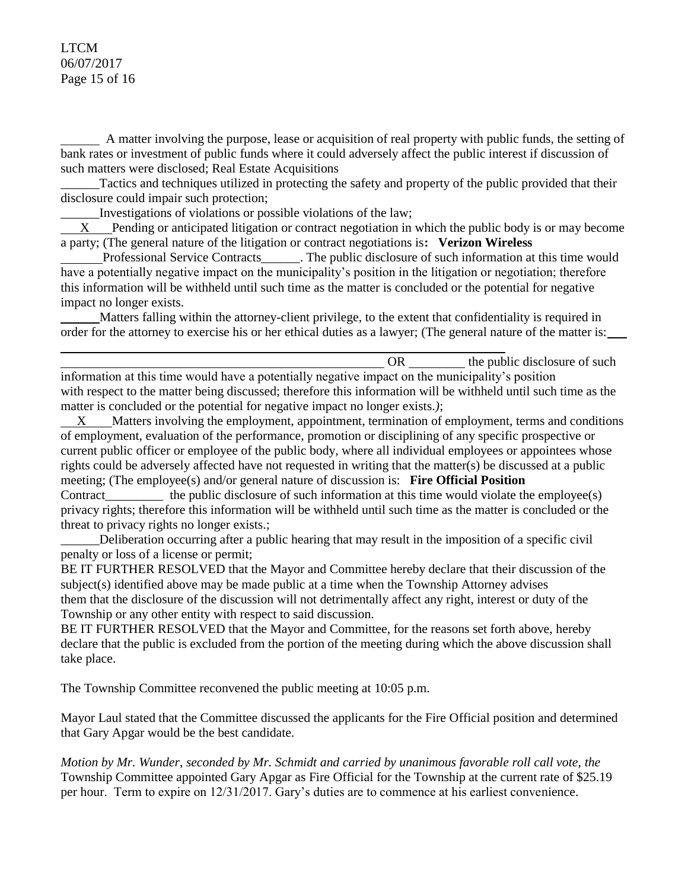\_\_\_\_\_\_ A matter involving the purpose, lease or acquisition of real property with public funds, the setting of bank rates or investment of public funds where it could adversely affect the public interest if discussion of such matters were disclosed; Real Estate Acquisitions

\_\_\_\_\_\_Tactics and techniques utilized in protecting the safety and property of the public provided that their disclosure could impair such protection;

\_\_\_\_\_\_Investigations of violations or possible violations of the law;

\_\_X\_\_\_Pending or anticipated litigation or contract negotiation in which the public body is or may become a party; (The general nature of the litigation or contract negotiations is**: Verizon Wireless**

\_\_\_\_\_\_Professional Service Contracts\_\_\_\_\_\_. The public disclosure of such information at this time would have a potentially negative impact on the municipality's position in the litigation or negotiation; therefore this information will be withheld until such time as the matter is concluded or the potential for negative impact no longer exists.

\_\_\_\_\_\_Matters falling within the attorney-client privilege, to the extent that confidentiality is required in order for the attorney to exercise his or her ethical duties as a lawyer; (The general nature of the matter is:\_\_\_

\_\_\_\_\_\_\_\_\_\_\_\_\_\_\_\_\_\_\_\_\_\_\_\_\_\_\_\_\_\_\_\_\_\_\_\_\_\_\_\_ OR \_\_\_\_\_\_\_\_ the public disclosure of such information at this time would have a potentially negative impact on the municipality's position with respect to the matter being discussed; therefore this information will be withheld until such time as the matter is concluded or the potential for negative impact no longer exists.*)*;

\_\_X\_\_\_Matters involving the employment, appointment, termination of employment, terms and conditions of employment, evaluation of the performance, promotion or disciplining of any specific prospective or current public officer or employee of the public body, where all individual employees or appointees whose rights could be adversely affected have not requested in writing that the matter(s) be discussed at a public meeting; (The employee(s) and/or general nature of discussion is: **Fire Official Position**

Contract\_\_\_\_\_\_\_\_\_ the public disclosure of such information at this time would violate the employee(s) privacy rights; therefore this information will be withheld until such time as the matter is concluded or the threat to privacy rights no longer exists.;

\_\_\_\_\_\_Deliberation occurring after a public hearing that may result in the imposition of a specific civil penalty or loss of a license or permit;

BE IT FURTHER RESOLVED that the Mayor and Committee hereby declare that their discussion of the subject(s) identified above may be made public at a time when the Township Attorney advises them that the disclosure of the discussion will not detrimentally affect any right, interest or duty of the Township or any other entity with respect to said discussion.

BE IT FURTHER RESOLVED that the Mayor and Committee, for the reasons set forth above, hereby declare that the public is excluded from the portion of the meeting during which the above discussion shall take place.

The Township Committee reconvened the public meeting at 10:05 p.m.

Mayor Laul stated that the Committee discussed the applicants for the Fire Official position and determined that Gary Apgar would be the best candidate.

*Motion by Mr. Wunder, seconded by Mr. Schmidt and carried by unanimous favorable roll call vote, the* Township Committee appointed Gary Apgar as Fire Official for the Township at the current rate of $25.19 per hour. Term to expire on 12/31/2017. Gary's duties are to commence at his earliest convenience.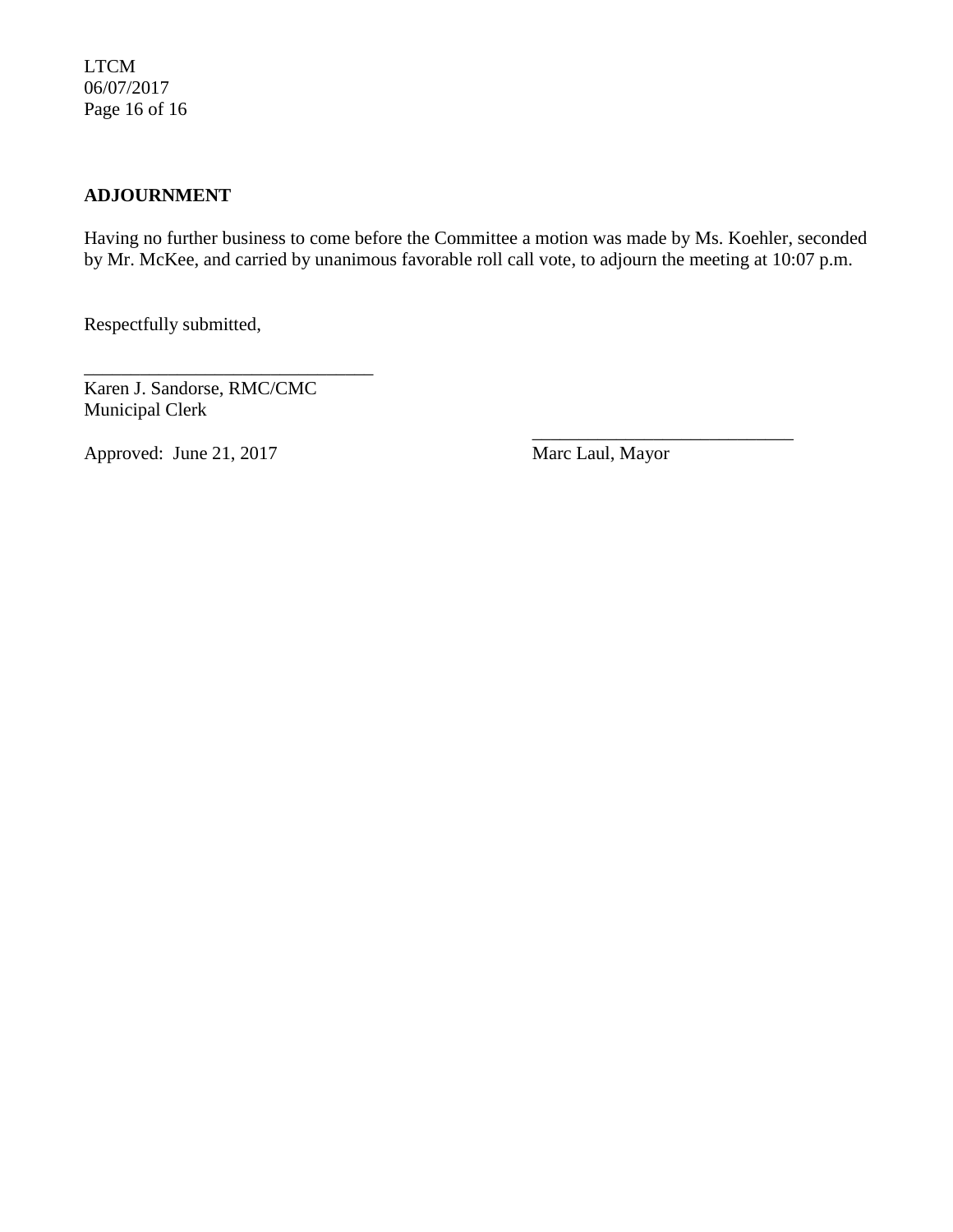## ADJOURNMENT

Having no further business to come before the Committee a motion was made by Ms. Koehler, seconded by Mr. McKee, and carried by unanimous favorable roll call vote, to adjourn the meeting at 10:07 p.m.

Respectfully submitted,

\_\_\_\_\_\_\_\_\_\_\_\_\_\_\_\_\_\_\_\_\_\_\_\_\_\_\_\_\_\_\_

Karen J. Sandorse, RMC/CMC
Municipal Clerk

\_\_\_\_\_\_\_\_\_\_\_\_\_\_\_\_\_\_\_\_\_\_\_\_\_\_\_\_\_\_\_

Approved: June 21, 2017

Marc Laul, Mayor